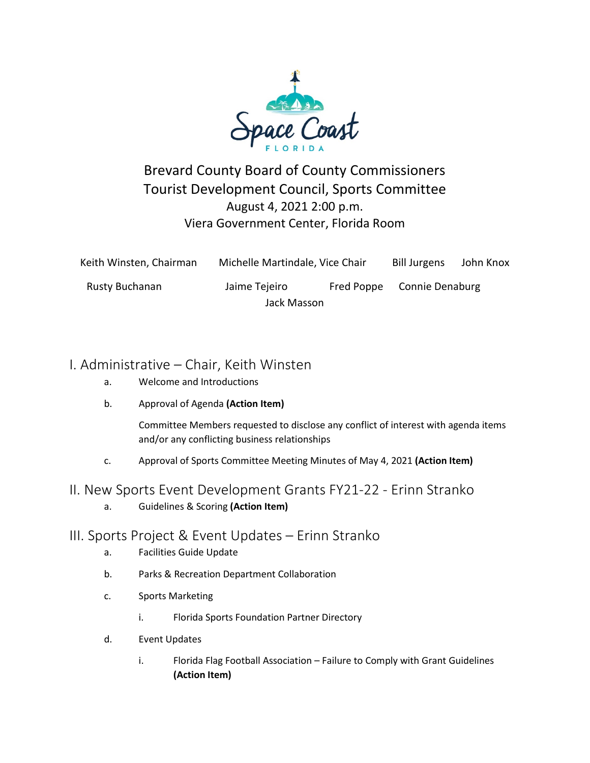Space Coast FLORIDA

# Brevard County Board of County Commissioners
# Tourist Development Council, Sports Committee

August 4, 2021 2:00 p.m.
Viera Government Center, Florida Room

Keith Winsten, Chairman  Michelle Martindale, Vice Chair  Bill Jurgens  John Knox

Rusty Buchanan  Jaime Tejeiro  Fred Poppe  Connie Denaburg

Jack Masson

## I. Administrative – Chair, Keith Winsten

a. Welcome and Introductions

b. Approval of Agenda **(Action Item)**

   Committee Members requested to disclose any conflict of interest with agenda items and/or any conflicting business relationships

c. Approval of Sports Committee Meeting Minutes of May 4, 2021 **(Action Item)**

## II. New Sports Event Development Grants FY21-22 - Erinn Stranko

a. Guidelines & Scoring **(Action Item)**

## III. Sports Project & Event Updates – Erinn Stranko

a. Facilities Guide Update

b. Parks & Recreation Department Collaboration

c. Sports Marketing

   i. Florida Sports Foundation Partner Directory

d. Event Updates

   i. Florida Flag Football Association – Failure to Comply with Grant Guidelines **(Action Item)**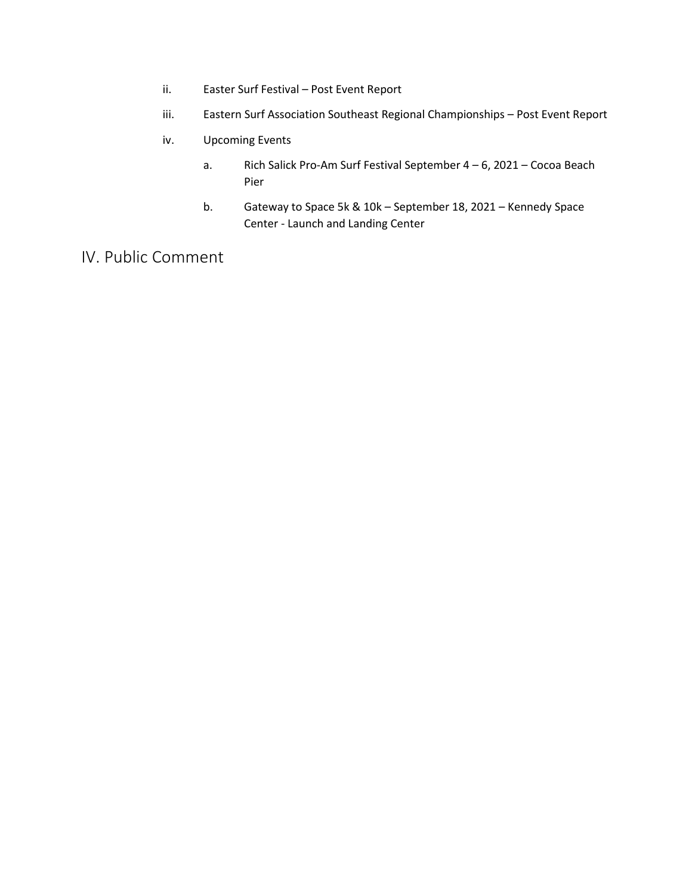ii. Easter Surf Festival – Post Event Report

iii. Eastern Surf Association Southeast Regional Championships – Post Event Report

iv. Upcoming Events

   a. Rich Salick Pro-Am Surf Festival September 4 – 6, 2021 – Cocoa Beach Pier

   b. Gateway to Space 5k & 10k – September 18, 2021 – Kennedy Space Center - Launch and Landing Center

# IV. Public Comment